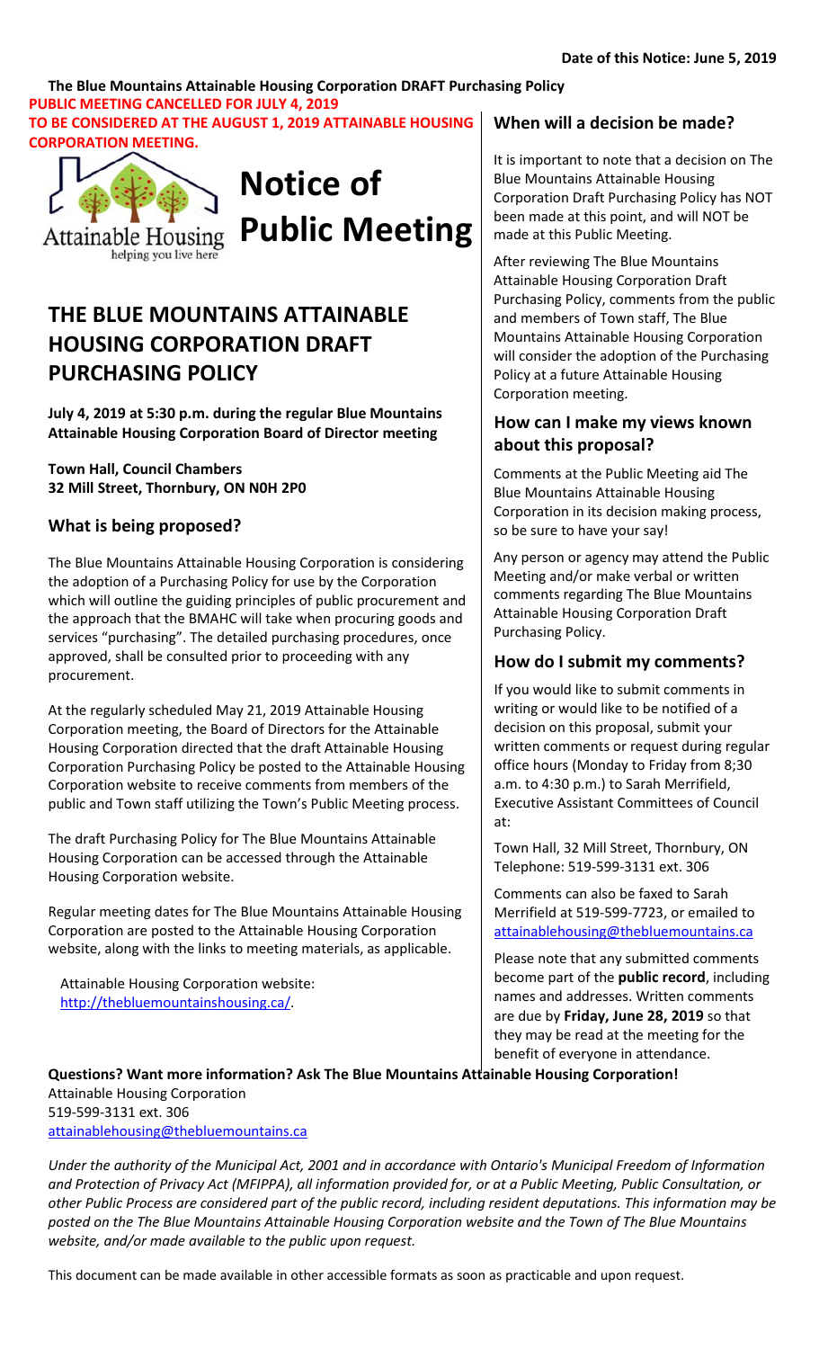**Date of this Notice: June 5, 2019**

**The Blue Mountains Attainable Housing Corporation DRAFT Purchasing Policy**
**PUBLIC MEETING CANCELLED FOR JULY 4, 2019**
**TO BE CONSIDERED AT THE AUGUST 1, 2019 ATTAINABLE HOUSING CORPORATION MEETING.**

Attainable Housing
helping you live here

# Notice of Public Meeting

## THE BLUE MOUNTAINS ATTAINABLE HOUSING CORPORATION DRAFT PURCHASING POLICY

**July 4, 2019 at 5:30 p.m. during the regular Blue Mountains Attainable Housing Corporation Board of Director meeting**

**Town Hall, Council Chambers**
**32 Mill Street, Thornbury, ON N0H 2P0**

### What is being proposed?

The Blue Mountains Attainable Housing Corporation is considering the adoption of a Purchasing Policy for use by the Corporation which will outline the guiding principles of public procurement and the approach that the BMAHC will take when procuring goods and services "purchasing". The detailed purchasing procedures, once approved, shall be consulted prior to proceeding with any procurement.

At the regularly scheduled May 21, 2019 Attainable Housing Corporation meeting, the Board of Directors for the Attainable Housing Corporation directed that the draft Attainable Housing Corporation Purchasing Policy be posted to the Attainable Housing Corporation website to receive comments from members of the public and Town staff utilizing the Town's Public Meeting process.

The draft Purchasing Policy for The Blue Mountains Attainable Housing Corporation can be accessed through the Attainable Housing Corporation website.

Regular meeting dates for The Blue Mountains Attainable Housing Corporation are posted to the Attainable Housing Corporation website, along with the links to meeting materials, as applicable.

Attainable Housing Corporation website:
http://thebluemountainshousing.ca/.

### When will a decision be made?

It is important to note that a decision on The Blue Mountains Attainable Housing Corporation Draft Purchasing Policy has NOT been made at this point, and will NOT be made at this Public Meeting.

After reviewing The Blue Mountains Attainable Housing Corporation Draft Purchasing Policy, comments from the public and members of Town staff, The Blue Mountains Attainable Housing Corporation will consider the adoption of the Purchasing Policy at a future Attainable Housing Corporation meeting.

### How can I make my views known about this proposal?

Comments at the Public Meeting aid The Blue Mountains Attainable Housing Corporation in its decision making process, so be sure to have your say!

Any person or agency may attend the Public Meeting and/or make verbal or written comments regarding The Blue Mountains Attainable Housing Corporation Draft Purchasing Policy.

### How do I submit my comments?

If you would like to submit comments in writing or would like to be notified of a decision on this proposal, submit your written comments or request during regular office hours (Monday to Friday from 8;30 a.m. to 4:30 p.m.) to Sarah Merrifield, Executive Assistant Committees of Council at:

Town Hall, 32 Mill Street, Thornbury, ON
Telephone: 519-599-3131 ext. 306

Comments can also be faxed to Sarah Merrifield at 519-599-7723, or emailed to attainablehousing@thebluemountains.ca

Please note that any submitted comments become part of the **public record**, including names and addresses. Written comments are due by **Friday, June 28, 2019** so that they may be read at the meeting for the benefit of everyone in attendance.

**Questions? Want more information? Ask The Blue Mountains Attainable Housing Corporation!**
Attainable Housing Corporation
519-599-3131 ext. 306
attainablehousing@thebluemountains.ca

*Under the authority of the Municipal Act, 2001 and in accordance with Ontario's Municipal Freedom of Information and Protection of Privacy Act (MFIPPA), all information provided for, or at a Public Meeting, Public Consultation, or other Public Process are considered part of the public record, including resident deputations. This information may be posted on the The Blue Mountains Attainable Housing Corporation website and the Town of The Blue Mountains website, and/or made available to the public upon request.*

This document can be made available in other accessible formats as soon as practicable and upon request.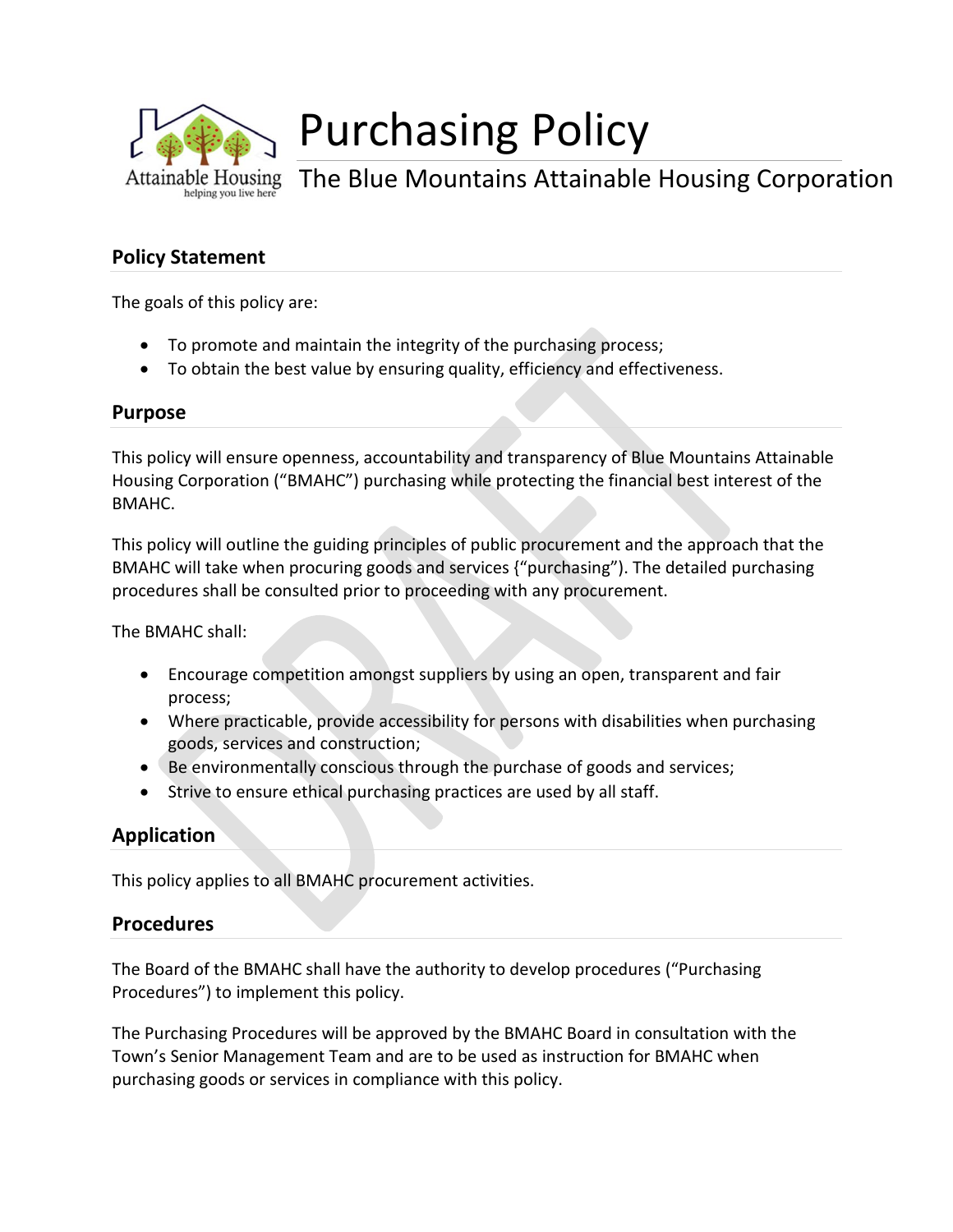# Purchasing Policy

## The Blue Mountains Attainable Housing Corporation

### Policy Statement

The goals of this policy are:

- To promote and maintain the integrity of the purchasing process;
- To obtain the best value by ensuring quality, efficiency and effectiveness.

### Purpose

This policy will ensure openness, accountability and transparency of Blue Mountains Attainable Housing Corporation ("BMAHC") purchasing while protecting the financial best interest of the BMAHC.

This policy will outline the guiding principles of public procurement and the approach that the BMAHC will take when procuring goods and services {"purchasing"). The detailed purchasing procedures shall be consulted prior to proceeding with any procurement.

The BMAHC shall:

- Encourage competition amongst suppliers by using an open, transparent and fair process;
- Where practicable, provide accessibility for persons with disabilities when purchasing goods, services and construction;
- Be environmentally conscious through the purchase of goods and services;
- Strive to ensure ethical purchasing practices are used by all staff.

### Application

This policy applies to all BMAHC procurement activities.

### Procedures

The Board of the BMAHC shall have the authority to develop procedures ("Purchasing Procedures") to implement this policy.

The Purchasing Procedures will be approved by the BMAHC Board in consultation with the Town's Senior Management Team and are to be used as instruction for BMAHC when purchasing goods or services in compliance with this policy.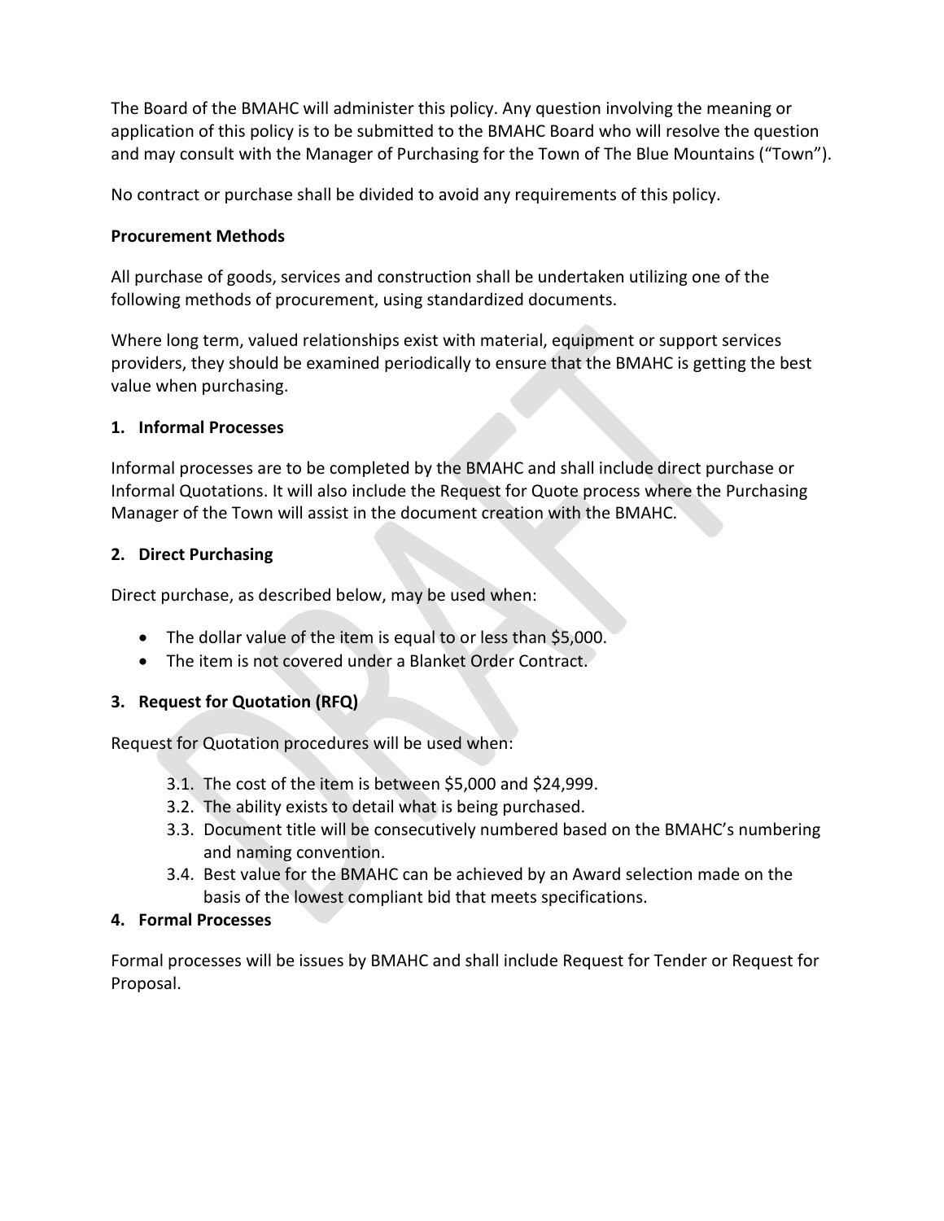The Board of the BMAHC will administer this policy. Any question involving the meaning or application of this policy is to be submitted to the BMAHC Board who will resolve the question and may consult with the Manager of Purchasing for the Town of The Blue Mountains ("Town").

No contract or purchase shall be divided to avoid any requirements of this policy.

**Procurement Methods**

All purchase of goods, services and construction shall be undertaken utilizing one of the following methods of procurement, using standardized documents.

Where long term, valued relationships exist with material, equipment or support services providers, they should be examined periodically to ensure that the BMAHC is getting the best value when purchasing.

**1. Informal Processes**

Informal processes are to be completed by the BMAHC and shall include direct purchase or Informal Quotations. It will also include the Request for Quote process where the Purchasing Manager of the Town will assist in the document creation with the BMAHC.

**2. Direct Purchasing**

Direct purchase, as described below, may be used when:

- The dollar value of the item is equal to or less than $5,000.
- The item is not covered under a Blanket Order Contract.

**3. Request for Quotation (RFQ)**

Request for Quotation procedures will be used when:

3.1. The cost of the item is between $5,000 and $24,999.
3.2. The ability exists to detail what is being purchased.
3.3. Document title will be consecutively numbered based on the BMAHC's numbering and naming convention.
3.4. Best value for the BMAHC can be achieved by an Award selection made on the basis of the lowest compliant bid that meets specifications.

**4. Formal Processes**

Formal processes will be issues by BMAHC and shall include Request for Tender or Request for Proposal.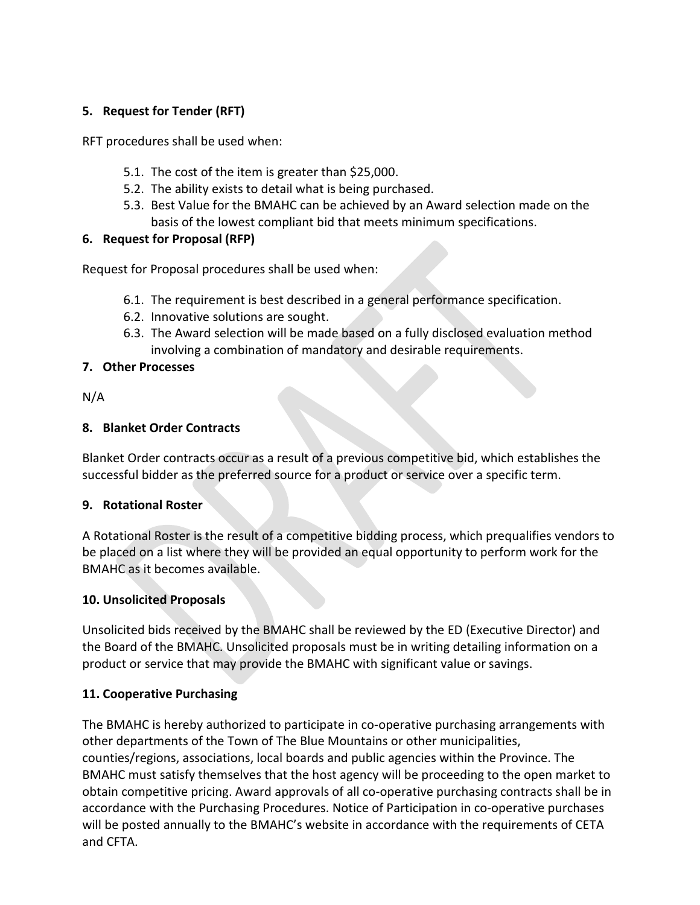**5. Request for Tender (RFT)**

RFT procedures shall be used when:

5.1. The cost of the item is greater than $25,000.
5.2. The ability exists to detail what is being purchased.
5.3. Best Value for the BMAHC can be achieved by an Award selection made on the basis of the lowest compliant bid that meets minimum specifications.

**6. Request for Proposal (RFP)**

Request for Proposal procedures shall be used when:

6.1. The requirement is best described in a general performance specification.
6.2. Innovative solutions are sought.
6.3. The Award selection will be made based on a fully disclosed evaluation method involving a combination of mandatory and desirable requirements.

**7. Other Processes**

N/A

**8. Blanket Order Contracts**

Blanket Order contracts occur as a result of a previous competitive bid, which establishes the successful bidder as the preferred source for a product or service over a specific term.

**9. Rotational Roster**

A Rotational Roster is the result of a competitive bidding process, which prequalifies vendors to be placed on a list where they will be provided an equal opportunity to perform work for the BMAHC as it becomes available.

**10. Unsolicited Proposals**

Unsolicited bids received by the BMAHC shall be reviewed by the ED (Executive Director) and the Board of the BMAHC. Unsolicited proposals must be in writing detailing information on a product or service that may provide the BMAHC with significant value or savings.

**11. Cooperative Purchasing**

The BMAHC is hereby authorized to participate in co-operative purchasing arrangements with other departments of the Town of The Blue Mountains or other municipalities, counties/regions, associations, local boards and public agencies within the Province. The BMAHC must satisfy themselves that the host agency will be proceeding to the open market to obtain competitive pricing. Award approvals of all co-operative purchasing contracts shall be in accordance with the Purchasing Procedures. Notice of Participation in co-operative purchases will be posted annually to the BMAHC's website in accordance with the requirements of CETA and CFTA.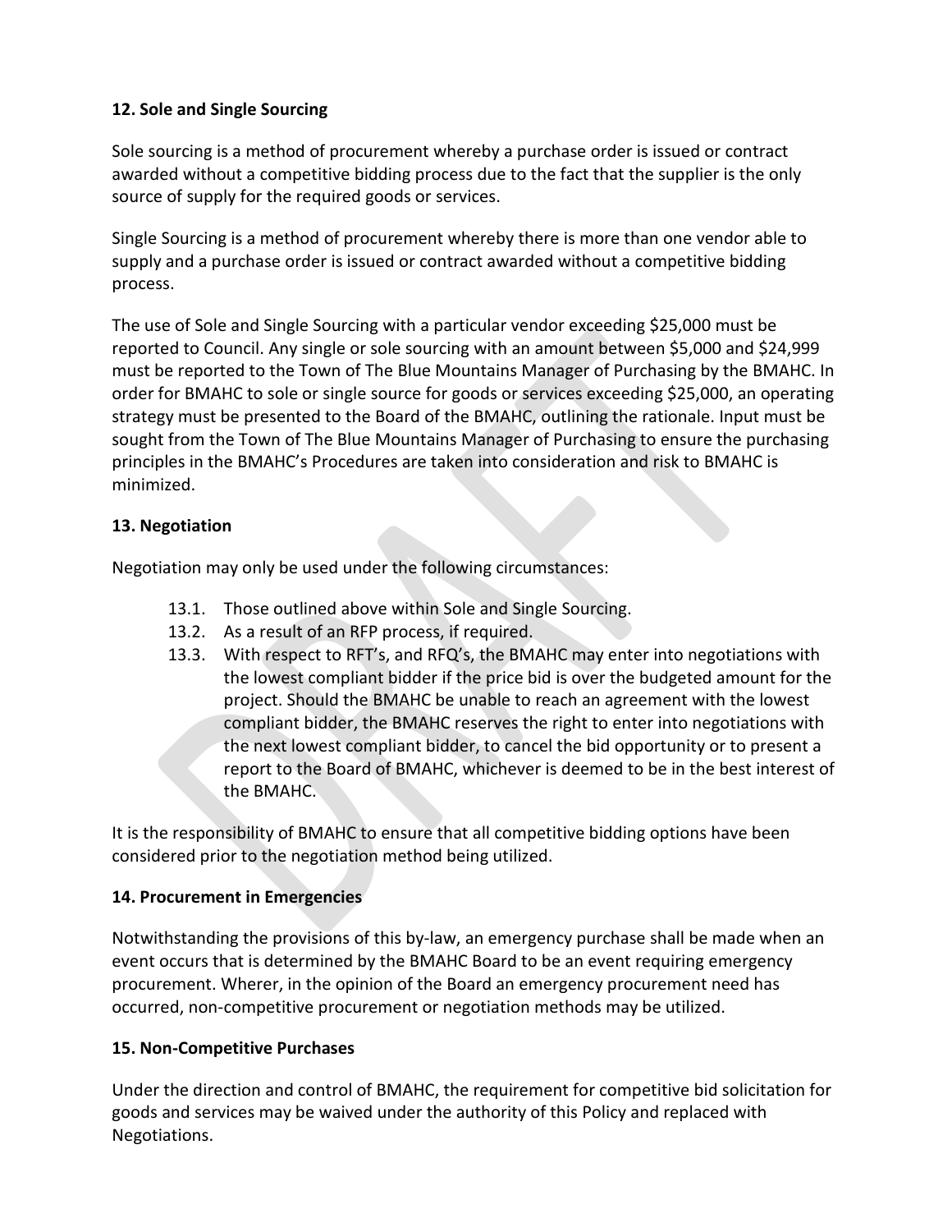### 12. Sole and Single Sourcing

Sole sourcing is a method of procurement whereby a purchase order is issued or contract awarded without a competitive bidding process due to the fact that the supplier is the only source of supply for the required goods or services.

Single Sourcing is a method of procurement whereby there is more than one vendor able to supply and a purchase order is issued or contract awarded without a competitive bidding process.

The use of Sole and Single Sourcing with a particular vendor exceeding $25,000 must be reported to Council. Any single or sole sourcing with an amount between $5,000 and $24,999 must be reported to the Town of The Blue Mountains Manager of Purchasing by the BMAHC. In order for BMAHC to sole or single source for goods or services exceeding $25,000, an operating strategy must be presented to the Board of the BMAHC, outlining the rationale. Input must be sought from the Town of The Blue Mountains Manager of Purchasing to ensure the purchasing principles in the BMAHC's Procedures are taken into consideration and risk to BMAHC is minimized.

### 13. Negotiation

Negotiation may only be used under the following circumstances:

13.1. Those outlined above within Sole and Single Sourcing.

13.2. As a result of an RFP process, if required.

13.3. With respect to RFT's, and RFQ's, the BMAHC may enter into negotiations with the lowest compliant bidder if the price bid is over the budgeted amount for the project. Should the BMAHC be unable to reach an agreement with the lowest compliant bidder, the BMAHC reserves the right to enter into negotiations with the next lowest compliant bidder, to cancel the bid opportunity or to present a report to the Board of BMAHC, whichever is deemed to be in the best interest of the BMAHC.

It is the responsibility of BMAHC to ensure that all competitive bidding options have been considered prior to the negotiation method being utilized.

### 14. Procurement in Emergencies

Notwithstanding the provisions of this by-law, an emergency purchase shall be made when an event occurs that is determined by the BMAHC Board to be an event requiring emergency procurement. Wherer, in the opinion of the Board an emergency procurement need has occurred, non-competitive procurement or negotiation methods may be utilized.

### 15. Non-Competitive Purchases

Under the direction and control of BMAHC, the requirement for competitive bid solicitation for goods and services may be waived under the authority of this Policy and replaced with Negotiations.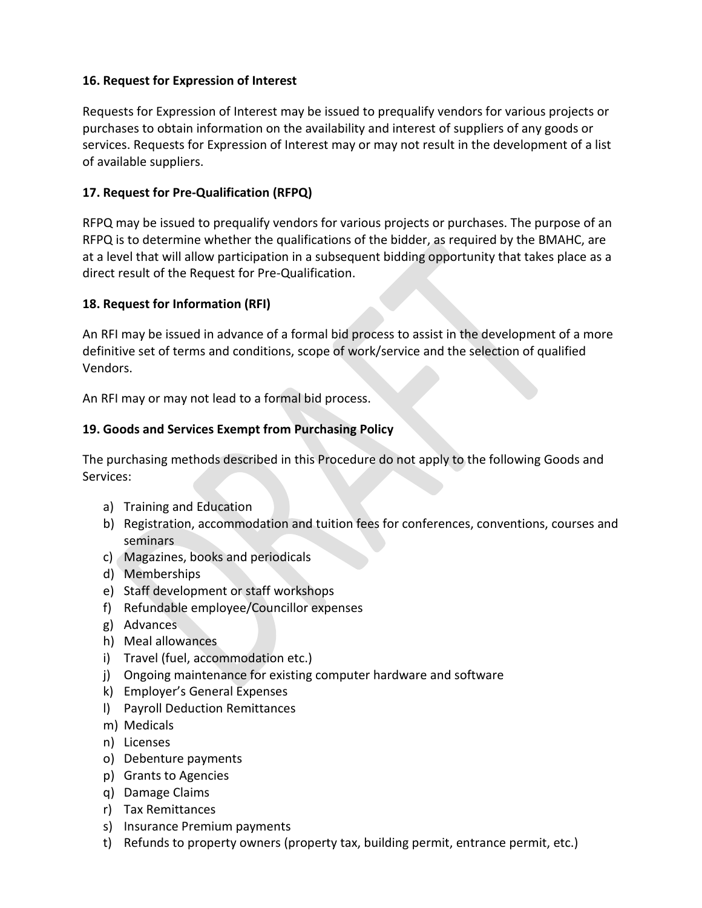**16. Request for Expression of Interest**

Requests for Expression of Interest may be issued to prequalify vendors for various projects or purchases to obtain information on the availability and interest of suppliers of any goods or services. Requests for Expression of Interest may or may not result in the development of a list of available suppliers.

**17. Request for Pre-Qualification (RFPQ)**

RFPQ may be issued to prequalify vendors for various projects or purchases. The purpose of an RFPQ is to determine whether the qualifications of the bidder, as required by the BMAHC, are at a level that will allow participation in a subsequent bidding opportunity that takes place as a direct result of the Request for Pre-Qualification.

**18. Request for Information (RFI)**

An RFI may be issued in advance of a formal bid process to assist in the development of a more definitive set of terms and conditions, scope of work/service and the selection of qualified Vendors.

An RFI may or may not lead to a formal bid process.

**19. Goods and Services Exempt from Purchasing Policy**

The purchasing methods described in this Procedure do not apply to the following Goods and Services:

a) Training and Education
b) Registration, accommodation and tuition fees for conferences, conventions, courses and seminars
c) Magazines, books and periodicals
d) Memberships
e) Staff development or staff workshops
f) Refundable employee/Councillor expenses
g) Advances
h) Meal allowances
i) Travel (fuel, accommodation etc.)
j) Ongoing maintenance for existing computer hardware and software
k) Employer's General Expenses
l) Payroll Deduction Remittances
m) Medicals
n) Licenses
o) Debenture payments
p) Grants to Agencies
q) Damage Claims
r) Tax Remittances
s) Insurance Premium payments
t) Refunds to property owners (property tax, building permit, entrance permit, etc.)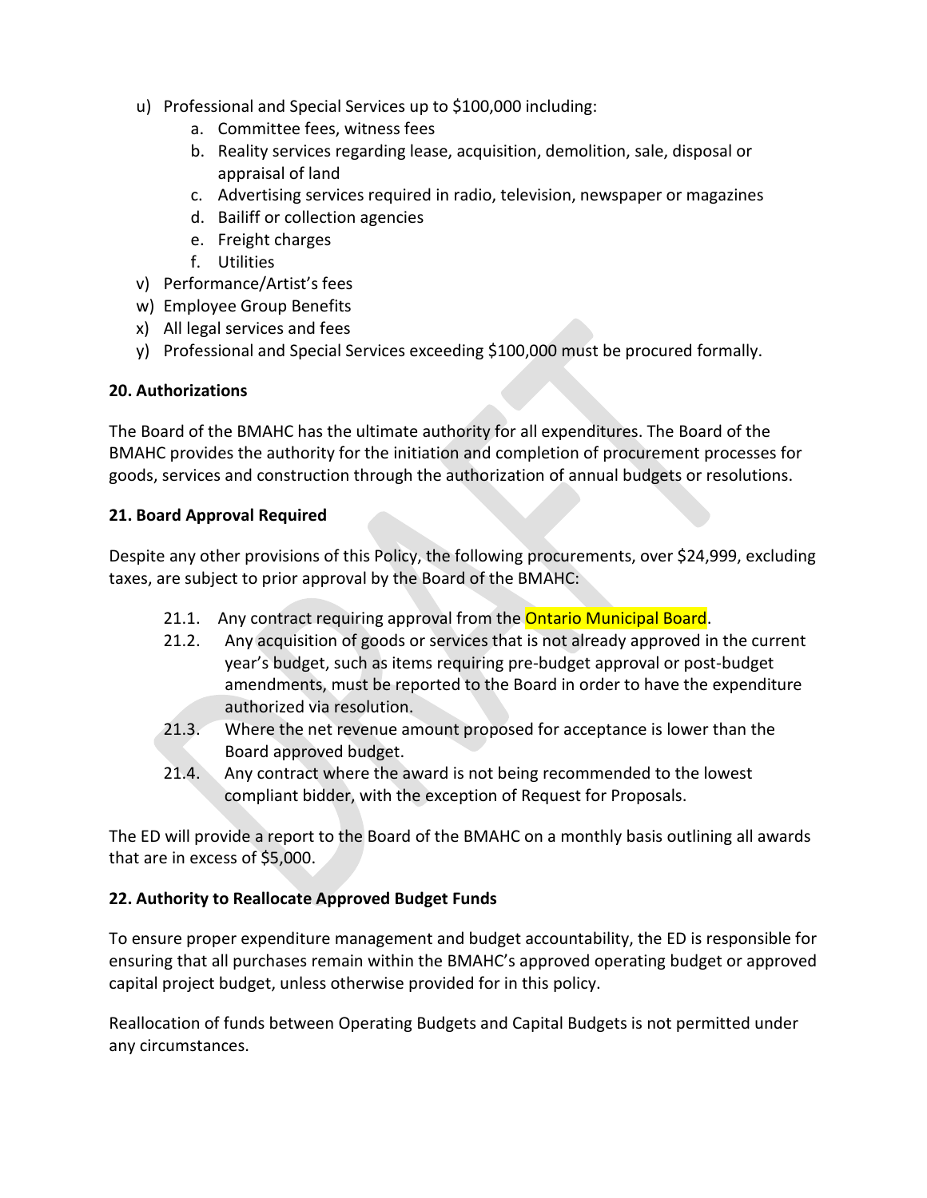u) Professional and Special Services up to $100,000 including:
    a. Committee fees, witness fees
    b. Reality services regarding lease, acquisition, demolition, sale, disposal or appraisal of land
    c. Advertising services required in radio, television, newspaper or magazines
    d. Bailiff or collection agencies
    e. Freight charges
    f. Utilities
v) Performance/Artist's fees
w) Employee Group Benefits
x) All legal services and fees
y) Professional and Special Services exceeding $100,000 must be procured formally.

**20. Authorizations**

The Board of the BMAHC has the ultimate authority for all expenditures. The Board of the BMAHC provides the authority for the initiation and completion of procurement processes for goods, services and construction through the authorization of annual budgets or resolutions.

**21. Board Approval Required**

Despite any other provisions of this Policy, the following procurements, over $24,999, excluding taxes, are subject to prior approval by the Board of the BMAHC:

21.1. Any contract requiring approval from the Ontario Municipal Board.

21.2. Any acquisition of goods or services that is not already approved in the current year's budget, such as items requiring pre-budget approval or post-budget amendments, must be reported to the Board in order to have the expenditure authorized via resolution.

21.3. Where the net revenue amount proposed for acceptance is lower than the Board approved budget.

21.4. Any contract where the award is not being recommended to the lowest compliant bidder, with the exception of Request for Proposals.

The ED will provide a report to the Board of the BMAHC on a monthly basis outlining all awards that are in excess of $5,000.

**22. Authority to Reallocate Approved Budget Funds**

To ensure proper expenditure management and budget accountability, the ED is responsible for ensuring that all purchases remain within the BMAHC's approved operating budget or approved capital project budget, unless otherwise provided for in this policy.

Reallocation of funds between Operating Budgets and Capital Budgets is not permitted under any circumstances.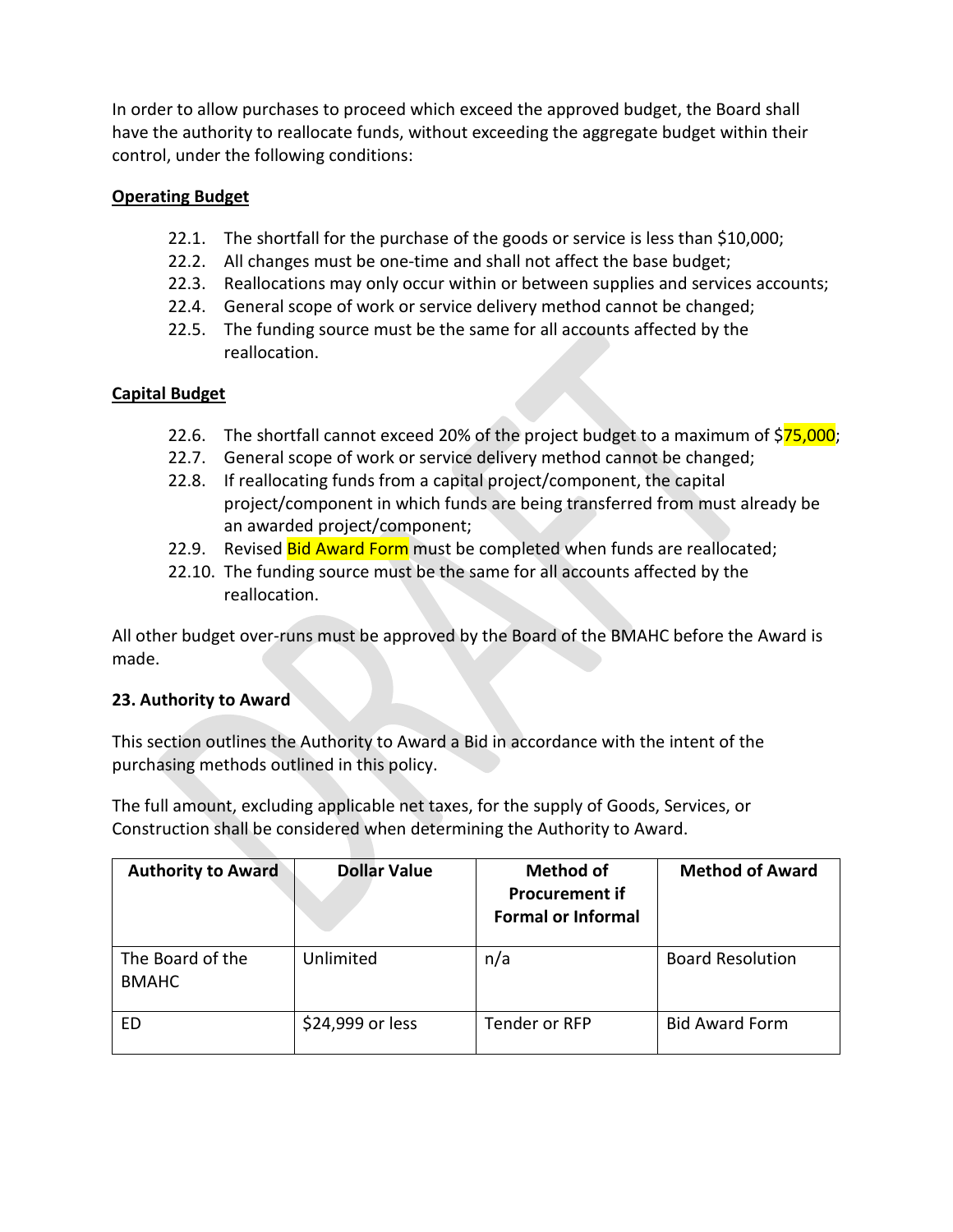In order to allow purchases to proceed which exceed the approved budget, the Board shall have the authority to reallocate funds, without exceeding the aggregate budget within their control, under the following conditions:

**Operating Budget**

22.1. The shortfall for the purchase of the goods or service is less than $10,000;
22.2. All changes must be one-time and shall not affect the base budget;
22.3. Reallocations may only occur within or between supplies and services accounts;
22.4. General scope of work or service delivery method cannot be changed;
22.5. The funding source must be the same for all accounts affected by the reallocation.

**Capital Budget**

22.6. The shortfall cannot exceed 20% of the project budget to a maximum of $75,000;
22.7. General scope of work or service delivery method cannot be changed;
22.8. If reallocating funds from a capital project/component, the capital project/component in which funds are being transferred from must already be an awarded project/component;
22.9. Revised Bid Award Form must be completed when funds are reallocated;
22.10. The funding source must be the same for all accounts affected by the reallocation.

All other budget over-runs must be approved by the Board of the BMAHC before the Award is made.

**23. Authority to Award**

This section outlines the Authority to Award a Bid in accordance with the intent of the purchasing methods outlined in this policy.

The full amount, excluding applicable net taxes, for the supply of Goods, Services, or Construction shall be considered when determining the Authority to Award.

| Authority to Award | Dollar Value | Method of Procurement if Formal or Informal | Method of Award |
|---|---|---|---|
| The Board of the BMAHC | Unlimited | n/a | Board Resolution |
| ED | $24,999 or less | Tender or RFP | Bid Award Form |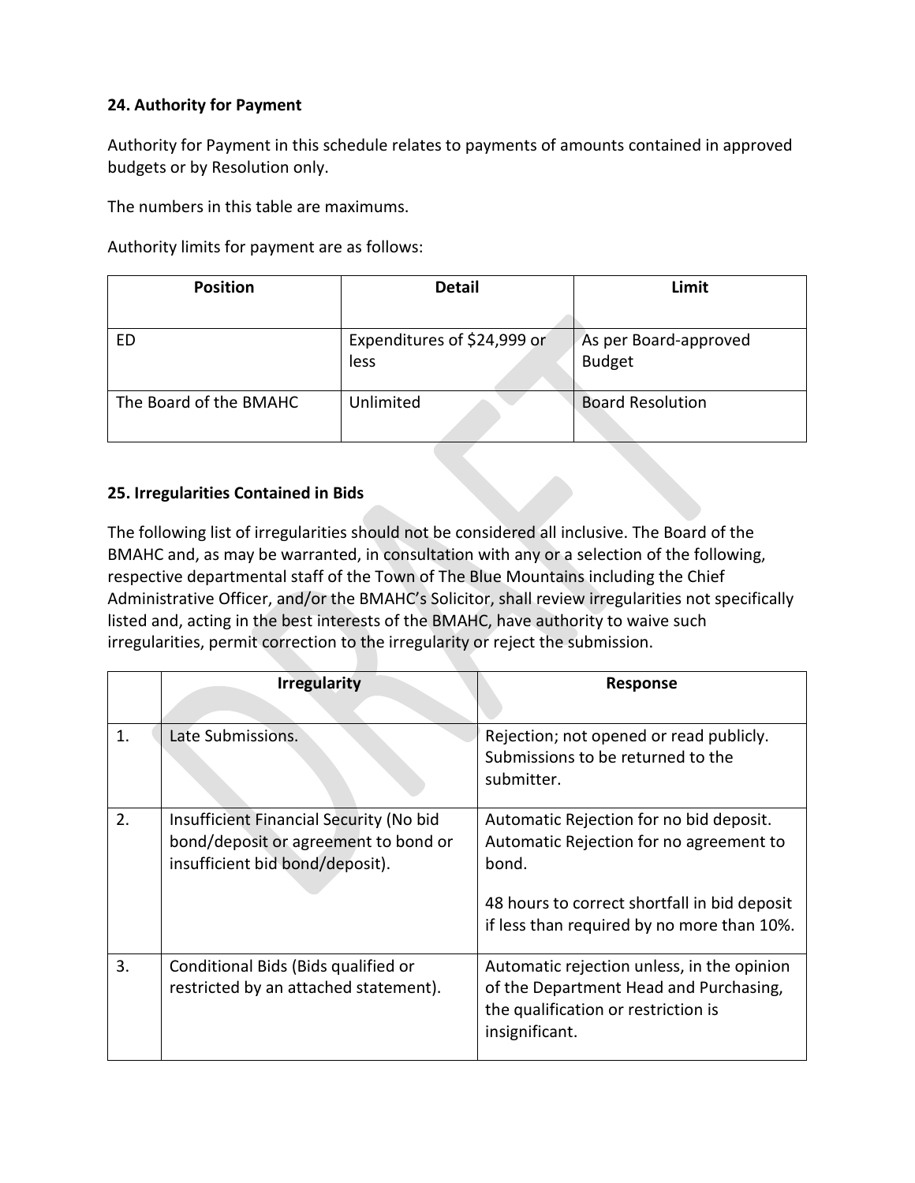### 24. Authority for Payment

Authority for Payment in this schedule relates to payments of amounts contained in approved budgets or by Resolution only.

The numbers in this table are maximums.

Authority limits for payment are as follows:

| Position | Detail | Limit |
|---|---|---|
| ED | Expenditures of $24,999 or less | As per Board-approved Budget |
| The Board of the BMAHC | Unlimited | Board Resolution |

### 25. Irregularities Contained in Bids

The following list of irregularities should not be considered all inclusive. The Board of the BMAHC and, as may be warranted, in consultation with any or a selection of the following, respective departmental staff of the Town of The Blue Mountains including the Chief Administrative Officer, and/or the BMAHC's Solicitor, shall review irregularities not specifically listed and, acting in the best interests of the BMAHC, have authority to waive such irregularities, permit correction to the irregularity or reject the submission.

| | Irregularity | Response |
|---|---|---|
| 1. | Late Submissions. | Rejection; not opened or read publicly. Submissions to be returned to the submitter. |
| 2. | Insufficient Financial Security (No bid bond/deposit or agreement to bond or insufficient bid bond/deposit). | Automatic Rejection for no bid deposit. Automatic Rejection for no agreement to bond.<br><br>48 hours to correct shortfall in bid deposit if less than required by no more than 10%. |
| 3. | Conditional Bids (Bids qualified or restricted by an attached statement). | Automatic rejection unless, in the opinion of the Department Head and Purchasing, the qualification or restriction is insignificant. |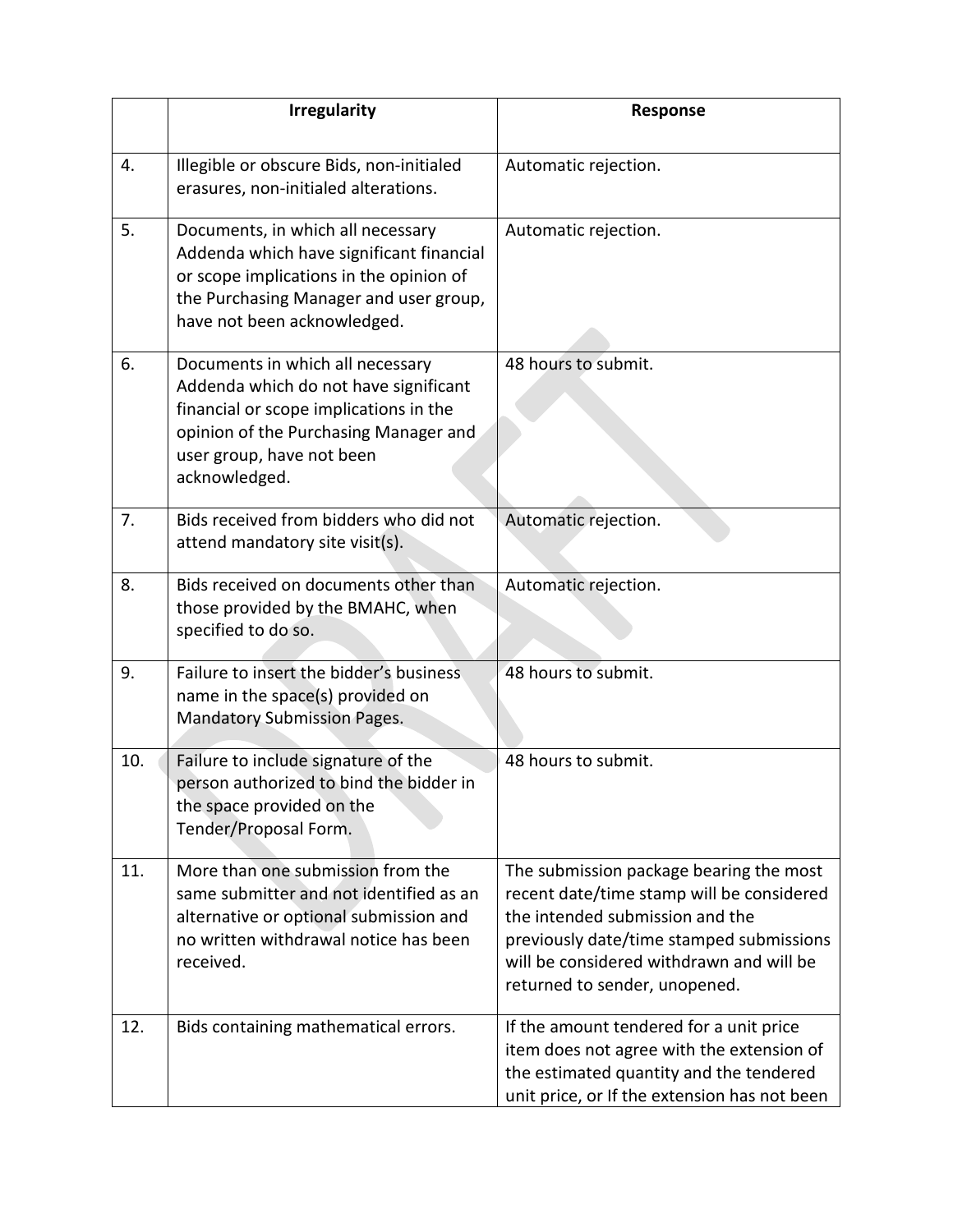| | Irregularity | Response |
|---|---|---|
| 4. | Illegible or obscure Bids, non-initialed erasures, non-initialed alterations. | Automatic rejection. |
| 5. | Documents, in which all necessary Addenda which have significant financial or scope implications in the opinion of the Purchasing Manager and user group, have not been acknowledged. | Automatic rejection. |
| 6. | Documents in which all necessary Addenda which do not have significant financial or scope implications in the opinion of the Purchasing Manager and user group, have not been acknowledged. | 48 hours to submit. |
| 7. | Bids received from bidders who did not attend mandatory site visit(s). | Automatic rejection. |
| 8. | Bids received on documents other than those provided by the BMAHC, when specified to do so. | Automatic rejection. |
| 9. | Failure to insert the bidder's business name in the space(s) provided on Mandatory Submission Pages. | 48 hours to submit. |
| 10. | Failure to include signature of the person authorized to bind the bidder in the space provided on the Tender/Proposal Form. | 48 hours to submit. |
| 11. | More than one submission from the same submitter and not identified as an alternative or optional submission and no written withdrawal notice has been received. | The submission package bearing the most recent date/time stamp will be considered the intended submission and the previously date/time stamped submissions will be considered withdrawn and will be returned to sender, unopened. |
| 12. | Bids containing mathematical errors. | If the amount tendered for a unit price item does not agree with the extension of the estimated quantity and the tendered unit price, or If the extension has not been |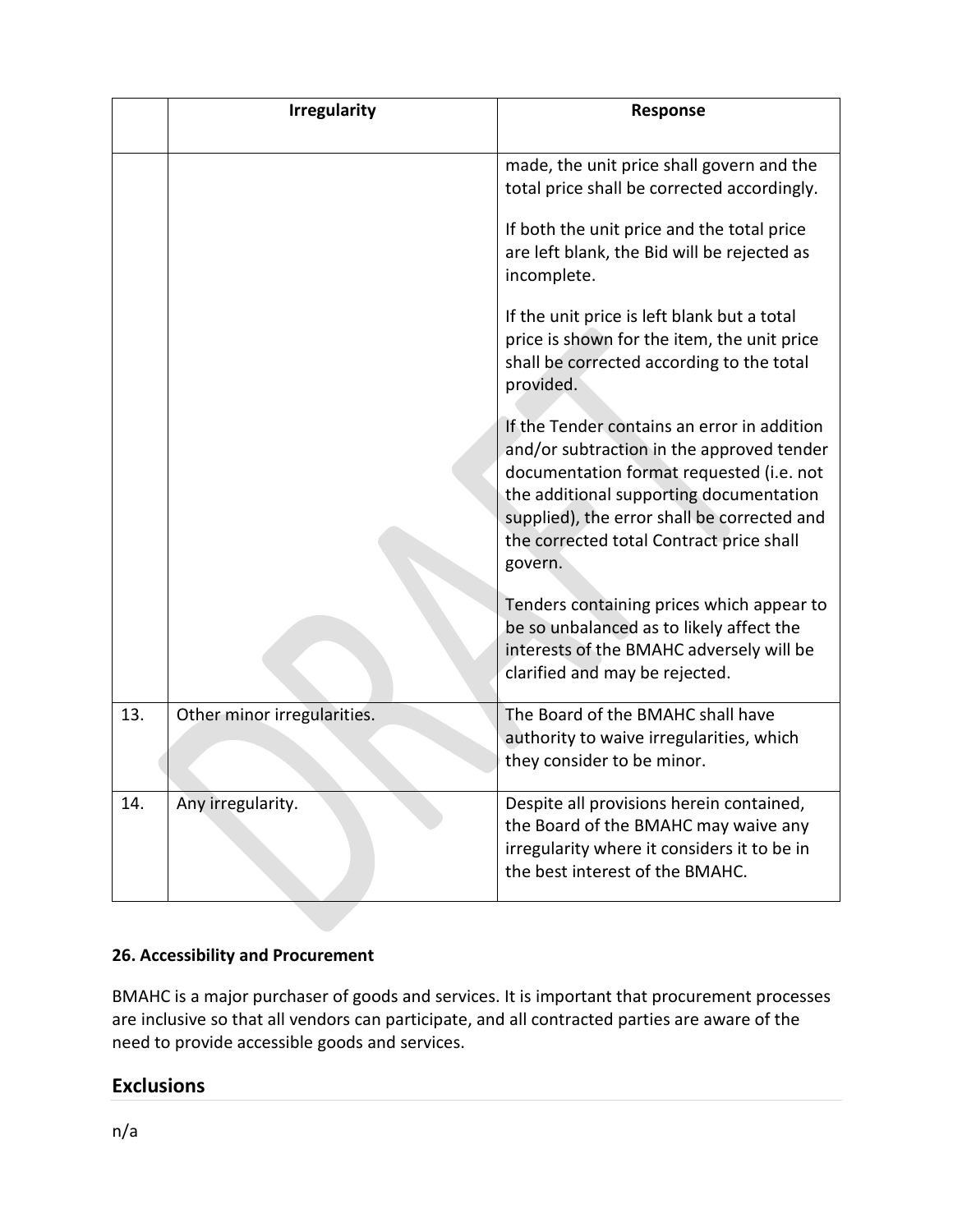| | Irregularity | Response |
|---|---|---|
| | | made, the unit price shall govern and the total price shall be corrected accordingly.<br><br>If both the unit price and the total price are left blank, the Bid will be rejected as incomplete.<br><br>If the unit price is left blank but a total price is shown for the item, the unit price shall be corrected according to the total provided.<br><br>If the Tender contains an error in addition and/or subtraction in the approved tender documentation format requested (i.e. not the additional supporting documentation supplied), the error shall be corrected and the corrected total Contract price shall govern.<br><br>Tenders containing prices which appear to be so unbalanced as to likely affect the interests of the BMAHC adversely will be clarified and may be rejected. |
| 13. | Other minor irregularities. | The Board of the BMAHC shall have authority to waive irregularities, which they consider to be minor. |
| 14. | Any irregularity. | Despite all provisions herein contained, the Board of the BMAHC may waive any irregularity where it considers it to be in the best interest of the BMAHC. |

**26. Accessibility and Procurement**

BMAHC is a major purchaser of goods and services. It is important that procurement processes are inclusive so that all vendors can participate, and all contracted parties are aware of the need to provide accessible goods and services.

## Exclusions

n/a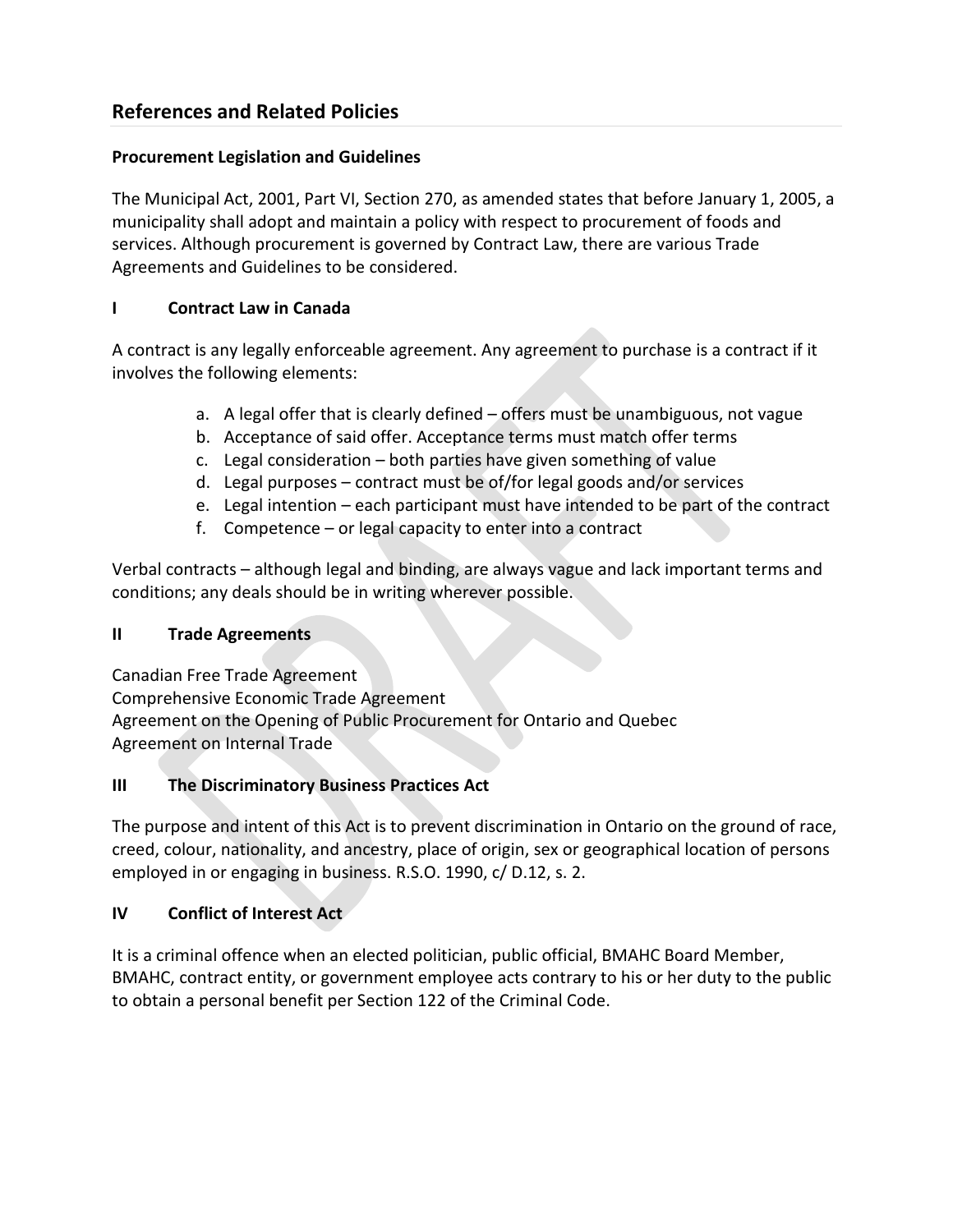## References and Related Policies

**Procurement Legislation and Guidelines**

The Municipal Act, 2001, Part VI, Section 270, as amended states that before January 1, 2005, a municipality shall adopt and maintain a policy with respect to procurement of foods and services. Although procurement is governed by Contract Law, there are various Trade Agreements and Guidelines to be considered.

**I Contract Law in Canada**

A contract is any legally enforceable agreement. Any agreement to purchase is a contract if it involves the following elements:

a. A legal offer that is clearly defined – offers must be unambiguous, not vague
b. Acceptance of said offer. Acceptance terms must match offer terms
c. Legal consideration – both parties have given something of value
d. Legal purposes – contract must be of/for legal goods and/or services
e. Legal intention – each participant must have intended to be part of the contract
f. Competence – or legal capacity to enter into a contract

Verbal contracts – although legal and binding, are always vague and lack important terms and conditions; any deals should be in writing wherever possible.

**II Trade Agreements**

Canadian Free Trade Agreement
Comprehensive Economic Trade Agreement
Agreement on the Opening of Public Procurement for Ontario and Quebec
Agreement on Internal Trade

**III The Discriminatory Business Practices Act**

The purpose and intent of this Act is to prevent discrimination in Ontario on the ground of race, creed, colour, nationality, and ancestry, place of origin, sex or geographical location of persons employed in or engaging in business. R.S.O. 1990, c/ D.12, s. 2.

**IV Conflict of Interest Act**

It is a criminal offence when an elected politician, public official, BMAHC Board Member, BMAHC, contract entity, or government employee acts contrary to his or her duty to the public to obtain a personal benefit per Section 122 of the Criminal Code.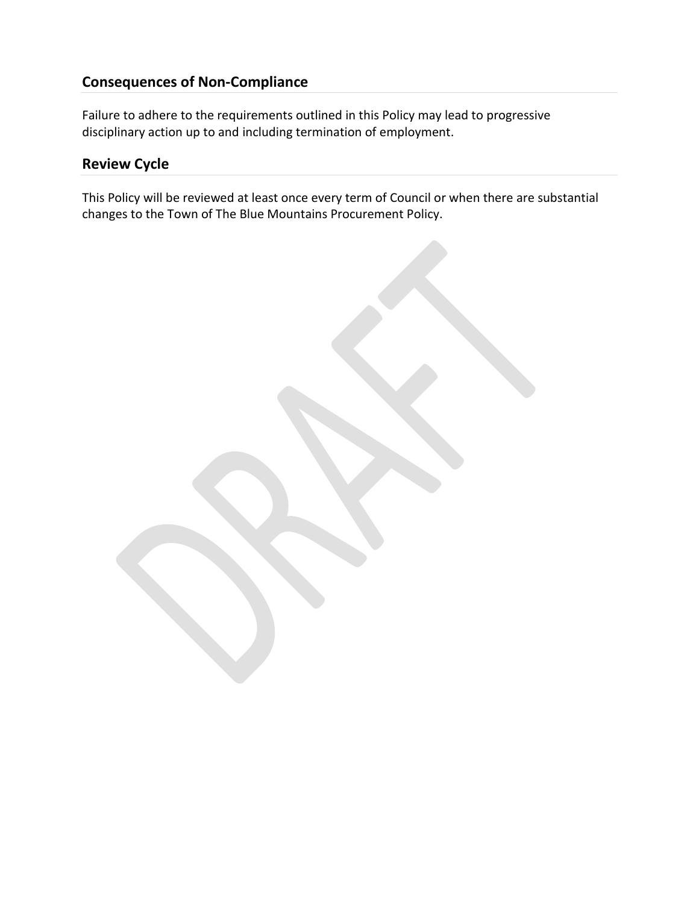## Consequences of Non-Compliance

Failure to adhere to the requirements outlined in this Policy may lead to progressive disciplinary action up to and including termination of employment.

## Review Cycle

This Policy will be reviewed at least once every term of Council or when there are substantial changes to the Town of The Blue Mountains Procurement Policy.